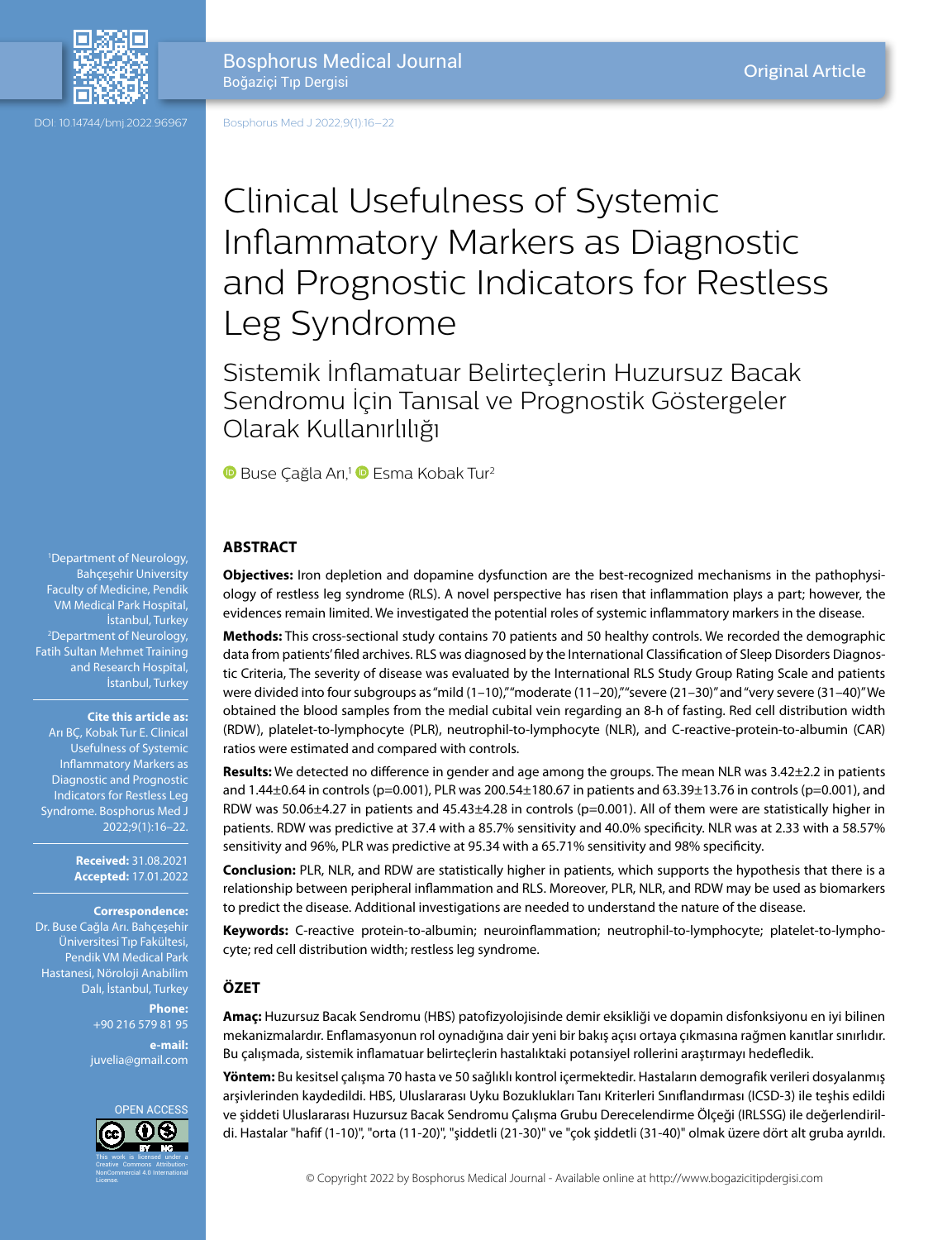Original Article

# Clinical Usefulness of Systemic Inflammatory Markers as Diagnostic and Prognostic Indicators for Restless Leg Syndrome

## Sistemik İnflamatuar Belirteçlerin Huzursuz Bacak Sendromu İçin Tanısal ve Prognostik Göstergeler Olarak Kullanırlılığı

Buse Çağla Arı,[1] Esma Kobak Tur[2]

[1]Department of Neurology, Bahçeşehir University Faculty of Medicine, Pendik VM Medical Park Hospital, İstanbul, Turkey
[2]Department of Neurology, Fatih Sultan Mehmet Training and Research Hospital, İstanbul, Turkey

**Cite this article as:** Arı BÇ, Kobak Tur E. Clinical Usefulness of Systemic Inflammatory Markers as Diagnostic and Prognostic Indicators for Restless Leg Syndrome. Bosphorus Med J 2022;9(1):16–22.

**Received:** 31.08.2021
**Accepted:** 17.01.2022

**Correspondence:** Dr. Buse Çağla Arı. Bahçeşehir Üniversitesi Tıp Fakültesi, Pendik VM Medical Park Hastanesi, Nöroloji Anabilim Dalı, İstanbul, Turkey

**Phone:** +90 216 579 81 95

**e-mail:** juvelia@gmail.com

OPEN ACCESS

This work is licensed under a Creative Commons Attribution-NonCommercial 4.0 International License.

## ABSTRACT

**Objectives:** Iron depletion and dopamine dysfunction are the best-recognized mechanisms in the pathophysiology of restless leg syndrome (RLS). A novel perspective has risen that inflammation plays a part; however, the evidences remain limited. We investigated the potential roles of systemic inflammatory markers in the disease.

**Methods:** This cross-sectional study contains 70 patients and 50 healthy controls. We recorded the demographic data from patients' filed archives. RLS was diagnosed by the International Classification of Sleep Disorders Diagnostic Criteria, The severity of disease was evaluated by the International RLS Study Group Rating Scale and patients were divided into four subgroups as "mild (1–10)," "moderate (11–20)," "severe (21–30)" and "very severe (31–40)" We obtained the blood samples from the medial cubital vein regarding an 8-h of fasting. Red cell distribution width (RDW), platelet-to-lymphocyte (PLR), neutrophil-to-lymphocyte (NLR), and C-reactive-protein-to-albumin (CAR) ratios were estimated and compared with controls.

**Results:** We detected no difference in gender and age among the groups. The mean NLR was 3.42±2.2 in patients and 1.44±0.64 in controls (p=0.001), PLR was 200.54±180.67 in patients and 63.39±13.76 in controls (p=0.001), and RDW was 50.06±4.27 in patients and 45.43±4.28 in controls (p=0.001). All of them were are statistically higher in patients. RDW was predictive at 37.4 with a 85.7% sensitivity and 40.0% specificity. NLR was at 2.33 with a 58.57% sensitivity and 96%, PLR was predictive at 95.34 with a 65.71% sensitivity and 98% specificity.

**Conclusion:** PLR, NLR, and RDW are statistically higher in patients, which supports the hypothesis that there is a relationship between peripheral inflammation and RLS. Moreover, PLR, NLR, and RDW may be used as biomarkers to predict the disease. Additional investigations are needed to understand the nature of the disease.

**Keywords:** C-reactive protein-to-albumin; neuroinflammation; neutrophil-to-lymphocyte; platelet-to-lymphocyte; red cell distribution width; restless leg syndrome.

## ÖZET

**Amaç:** Huzursuz Bacak Sendromu (HBS) patofizyolojisinde demir eksikliği ve dopamin disfonksiyonu en iyi bilinen mekanizmalardır. Enflamasyonun rol oynadığına dair yeni bir bakış açısı ortaya çıkmasına rağmen kanıtlar sınırlıdır. Bu çalışmada, sistemik inflamatuar belirteçlerin hastalıktaki potansiyel rollerini araştırmayı hedefledik.

**Yöntem:** Bu kesitsel çalışma 70 hasta ve 50 sağlıklı kontrol içermektedir. Hastaların demografik verileri dosyalanmış arşivlerinden kaydedildi. HBS, Uluslararası Uyku Bozuklukları Tanı Kriterleri Sınıflandırması (ICSD-3) ile teşhis edildi ve şiddeti Uluslararası Huzursuz Bacak Sendromu Çalışma Grubu Derecelendirme Ölçeği (IRLSSG) ile değerlendirildi. Hastalar "hafif (1-10)", "orta (11-20)", "şiddetli (21-30)" ve "çok şiddetli (31-40)" olmak üzere dört alt gruba ayrıldı.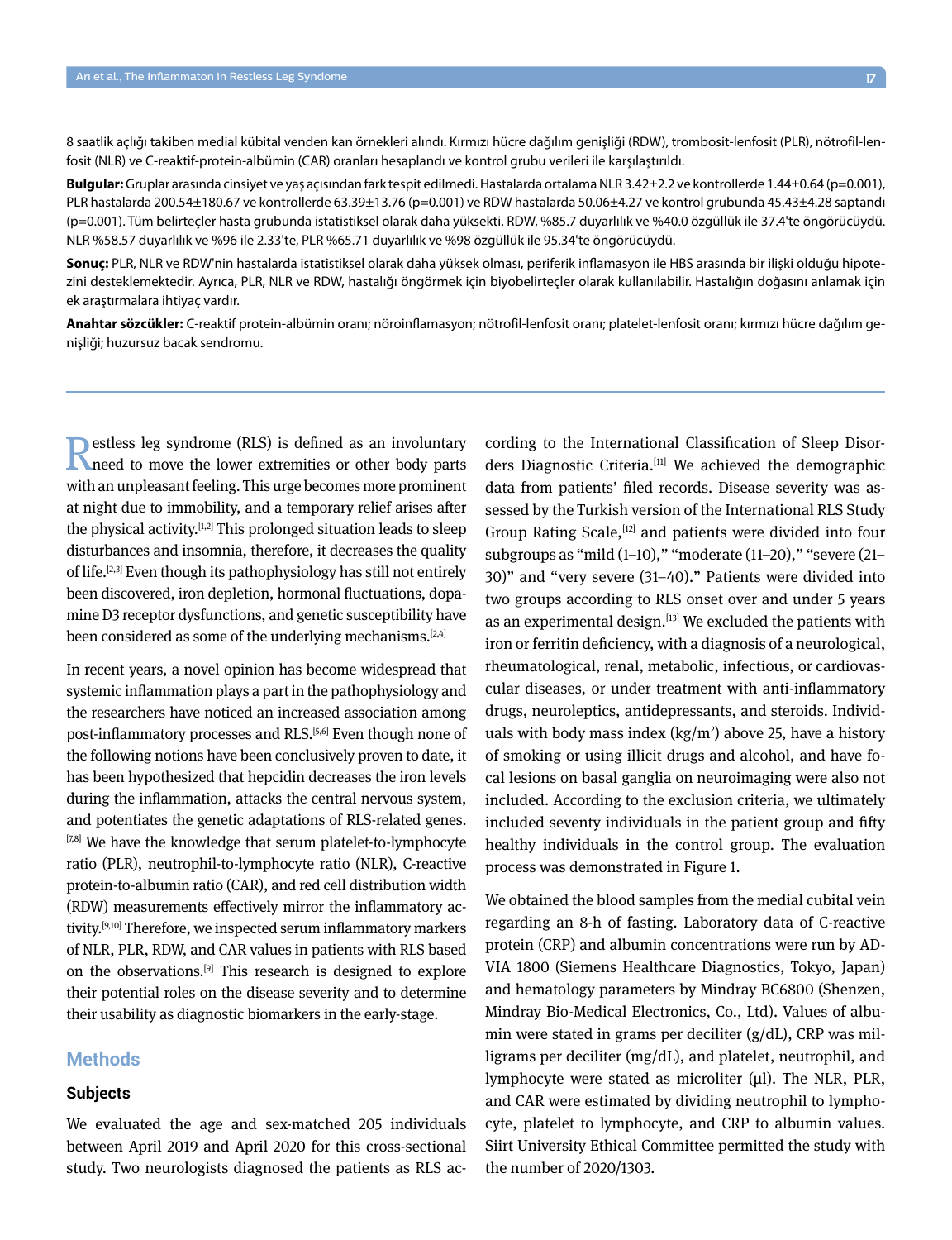8 saatlik açlığı takiben medial kübital venden kan örnekleri alındı. Kırmızı hücre dağılım genişliği (RDW), trombosit-lenfosit (PLR), nötrofil-lenfosit (NLR) ve C-reaktif-protein-albümin (CAR) oranları hesaplandı ve kontrol grubu verileri ile karşılaştırıldı.

**Bulgular:** Gruplar arasında cinsiyet ve yaş açısından fark tespit edilmedi. Hastalarda ortalama NLR 3.42±2.2 ve kontrollerde 1.44±0.64 (p=0.001), PLR hastalarda 200.54±180.67 ve kontrollerde 63.39±13.76 (p=0.001) ve RDW hastalarda 50.06±4.27 ve kontrol grubunda 45.43±4.28 saptandı (p=0.001). Tüm belirteçler hasta grubunda istatistiksel olarak daha yüksekti. RDW, %85.7 duyarlılık ve %40.0 özgüllük ile 37.4'te öngörücüydü. NLR %58.57 duyarlılık ve %96 ile 2.33'te, PLR %65.71 duyarlılık ve %98 özgüllük ile 95.34'te öngörücüydü.

**Sonuç:** PLR, NLR ve RDW'nin hastalarda istatistiksel olarak daha yüksek olması, periferik inflamasyon ile HBS arasında bir ilişki olduğu hipotezini desteklemektedir. Ayrıca, PLR, NLR ve RDW, hastalığı öngörmek için biyobelirteçler olarak kullanılabilir. Hastalığın doğasını anlamak için ek araştırmalara ihtiyaç vardır.

**Anahtar sözcükler:** C-reaktif protein-albümin oranı; nöroinflamasyon; nötrofil-lenfosit oranı; platelet-lenfosit oranı; kırmızı hücre dağılım genişliği; huzursuz bacak sendromu.

---

Restless leg syndrome (RLS) is defined as an involuntary need to move the lower extremities or other body parts with an unpleasant feeling. This urge becomes more prominent at night due to immobility, and a temporary relief arises after the physical activity.[1,2] This prolonged situation leads to sleep disturbances and insomnia, therefore, it decreases the quality of life.[2,3] Even though its pathophysiology has still not entirely been discovered, iron depletion, hormonal fluctuations, dopamine D3 receptor dysfunctions, and genetic susceptibility have been considered as some of the underlying mechanisms.[2,4]

In recent years, a novel opinion has become widespread that systemic inflammation plays a part in the pathophysiology and the researchers have noticed an increased association among post-inflammatory processes and RLS.[5,6] Even though none of the following notions have been conclusively proven to date, it has been hypothesized that hepcidin decreases the iron levels during the inflammation, attacks the central nervous system, and potentiates the genetic adaptations of RLS-related genes.[7,8] We have the knowledge that serum platelet-to-lymphocyte ratio (PLR), neutrophil-to-lymphocyte ratio (NLR), C-reactive protein-to-albumin ratio (CAR), and red cell distribution width (RDW) measurements effectively mirror the inflammatory activity.[9,10] Therefore, we inspected serum inflammatory markers of NLR, PLR, RDW, and CAR values in patients with RLS based on the observations.[9] This research is designed to explore their potential roles on the disease severity and to determine their usability as diagnostic biomarkers in the early-stage.

## Methods

### Subjects

We evaluated the age and sex-matched 205 individuals between April 2019 and April 2020 for this cross-sectional study. Two neurologists diagnosed the patients as RLS according to the International Classification of Sleep Disorders Diagnostic Criteria.[11] We achieved the demographic data from patients' filed records. Disease severity was assessed by the Turkish version of the International RLS Study Group Rating Scale,[12] and patients were divided into four subgroups as "mild (1–10)," "moderate (11–20)," "severe (21–30)" and "very severe (31–40)." Patients were divided into two groups according to RLS onset over and under 5 years as an experimental design.[13] We excluded the patients with iron or ferritin deficiency, with a diagnosis of a neurological, rheumatological, renal, metabolic, infectious, or cardiovascular diseases, or under treatment with anti-inflammatory drugs, neuroleptics, antidepressants, and steroids. Individuals with body mass index ($kg/m^2$) above 25, have a history of smoking or using illicit drugs and alcohol, and have focal lesions on basal ganglia on neuroimaging were also not included. According to the exclusion criteria, we ultimately included seventy individuals in the patient group and fifty healthy individuals in the control group. The evaluation process was demonstrated in Figure 1.

We obtained the blood samples from the medial cubital vein regarding an 8-h of fasting. Laboratory data of C-reactive protein (CRP) and albumin concentrations were run by ADVIA 1800 (Siemens Healthcare Diagnostics, Tokyo, Japan) and hematology parameters by Mindray BC6800 (Shenzen, Mindray Bio-Medical Electronics, Co., Ltd). Values of albumin were stated in grams per deciliter (g/dL), CRP was milligrams per deciliter (mg/dL), and platelet, neutrophil, and lymphocyte were stated as microliter (μl). The NLR, PLR, and CAR were estimated by dividing neutrophil to lymphocyte, platelet to lymphocyte, and CRP to albumin values. Siirt University Ethical Committee permitted the study with the number of 2020/1303.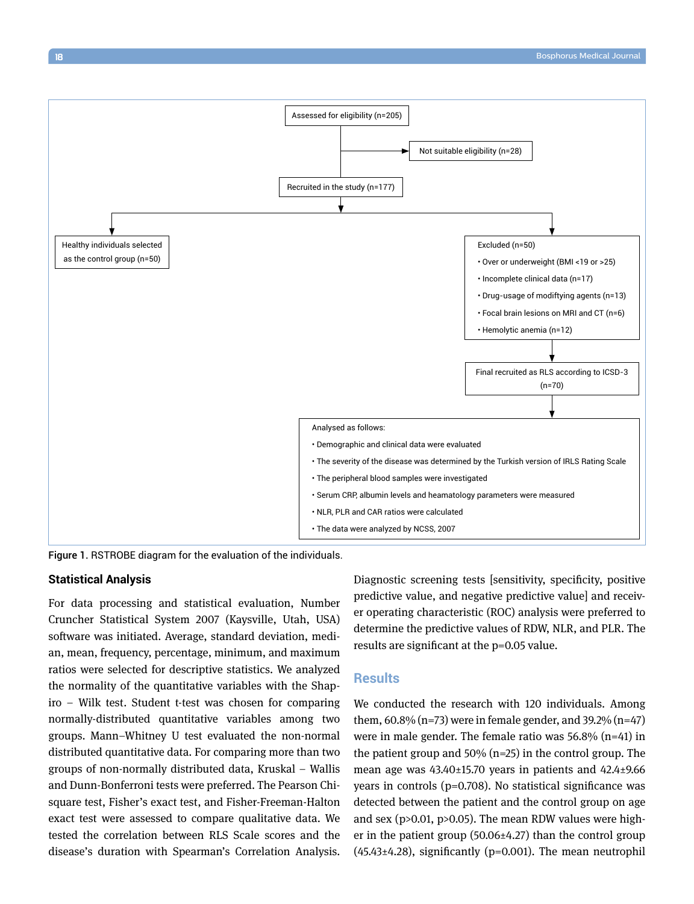Assessed for eligibility (n=205)

Not suitable eligibility (n=28)

Recruited in the study (n=177)

Healthy individuals selected as the control group (n=50)

Excluded (n=50)

- Over or underweight (BMI <19 or >25)
- Incomplete clinical data (n=17)
- Drug-usage of modiftying agents (n=13)
- Focal brain lesions on MRI and CT (n=6)
- Hemolytic anemia (n=12)

Final recruited as RLS according to ICSD-3 (n=70)

Analysed as follows:

- Demographic and clinical data were evaluated
- The severity of the disease was determined by the Turkish version of IRLS Rating Scale
- The peripheral blood samples were investigated
- Serum CRP, albumin levels and heamatology parameters were measured
- NLR, PLR and CAR ratios were calculated
- The data were analyzed by NCSS, 2007

**Figure 1.** RSTROBE diagram for the evaluation of the individuals.

### Statistical Analysis

For data processing and statistical evaluation, Number Cruncher Statistical System 2007 (Kaysville, Utah, USA) software was initiated. Average, standard deviation, median, mean, frequency, percentage, minimum, and maximum ratios were selected for descriptive statistics. We analyzed the normality of the quantitative variables with the Shapiro – Wilk test. Student t-test was chosen for comparing normally-distributed quantitative variables among two groups. Mann–Whitney U test evaluated the non-normal distributed quantitative data. For comparing more than two groups of non-normally distributed data, Kruskal – Wallis and Dunn-Bonferroni tests were preferred. The Pearson Chi-square test, Fisher's exact test, and Fisher-Freeman-Halton exact test were assessed to compare qualitative data. We tested the correlation between RLS Scale scores and the disease's duration with Spearman's Correlation Analysis. Diagnostic screening tests [sensitivity, specificity, positive predictive value, and negative predictive value] and receiver operating characteristic (ROC) analysis were preferred to determine the predictive values of RDW, NLR, and PLR. The results are significant at the p=0.05 value.

## Results

We conducted the research with 120 individuals. Among them, 60.8% (n=73) were in female gender, and 39.2% (n=47) were in male gender. The female ratio was 56.8% (n=41) in the patient group and 50% (n=25) in the control group. The mean age was 43.40±15.70 years in patients and 42.4±9.66 years in controls (p=0.708). No statistical significance was detected between the patient and the control group on age and sex (p>0.01, p>0.05). The mean RDW values were higher in the patient group (50.06±4.27) than the control group (45.43±4.28), significantly (p=0.001). The mean neutrophil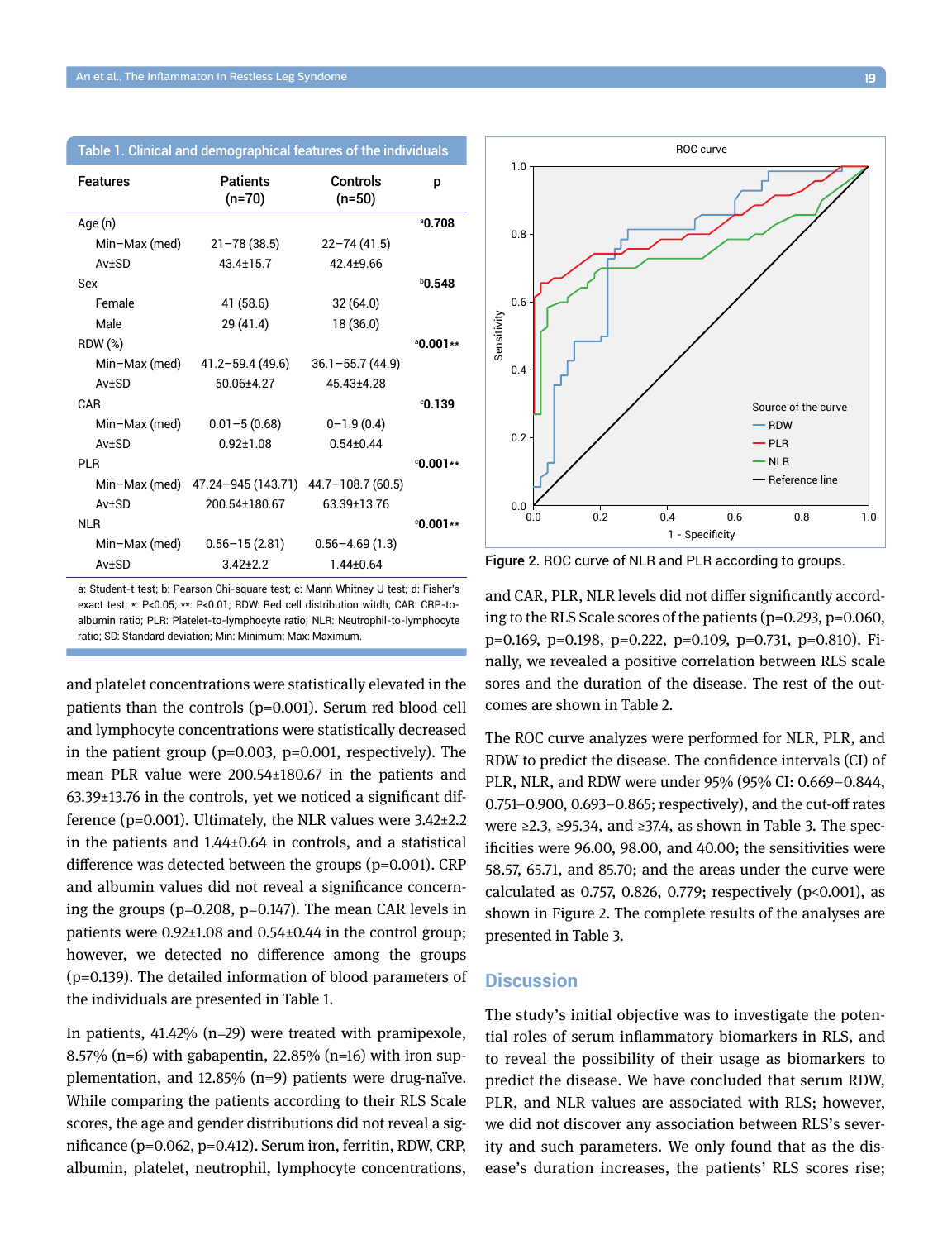Table 1. Clinical and demographical features of the individuals

| Features | Patients (n=70) | Controls (n=50) | p |
|---|---|---|---|
| Age (n) | | | [a]0.708 |
| Min–Max (med) | 21–78 (38.5) | 22–74 (41.5) | |
| Av±SD | 43.4±15.7 | 42.4±9.66 | |
| Sex | | | [b]0.548 |
| Female | 41 (58.6) | 32 (64.0) | |
| Male | 29 (41.4) | 18 (36.0) | |
| RDW (%) | | | [a]0.001** |
| Min–Max (med) | 41.2–59.4 (49.6) | 36.1–55.7 (44.9) | |
| Av±SD | 50.06±4.27 | 45.43±4.28 | |
| CAR | | | [c]0.139 |
| Min–Max (med) | 0.01–5 (0.68) | 0–1.9 (0.4) | |
| Av±SD | 0.92±1.08 | 0.54±0.44 | |
| PLR | | | [c]0.001** |
| Min–Max (med) | 47.24–945 (143.71) | 44.7–108.7 (60.5) | |
| Av±SD | 200.54±180.67 | 63.39±13.76 | |
| NLR | | | [c]0.001** |
| Min–Max (med) | 0.56–15 (2.81) | 0.56–4.69 (1.3) | |
| Av±SD | 3.42±2.2 | 1.44±0.64 | |

a: Student-t test; b: Pearson Chi-square test; c: Mann Whitney U test; d: Fisher's exact test; *: P<0.05; **: P<0.01; RDW: Red cell distribution witdh; CAR: CRP-to-albumin ratio; PLR: Platelet-to-lymphocyte ratio; NLR: Neutrophil-to-lymphocyte ratio; SD: Standard deviation; Min: Minimum; Max: Maximum.

and platelet concentrations were statistically elevated in the patients than the controls (p=0.001). Serum red blood cell and lymphocyte concentrations were statistically decreased in the patient group (p=0.003, p=0.001, respectively). The mean PLR value were 200.54±180.67 in the patients and 63.39±13.76 in the controls, yet we noticed a significant difference (p=0.001). Ultimately, the NLR values were 3.42±2.2 in the patients and 1.44±0.64 in controls, and a statistical difference was detected between the groups (p=0.001). CRP and albumin values did not reveal a significance concerning the groups (p=0.208, p=0.147). The mean CAR levels in patients were 0.92±1.08 and 0.54±0.44 in the control group; however, we detected no difference among the groups (p=0.139). The detailed information of blood parameters of the individuals are presented in Table 1.

In patients, 41.42% (n=29) were treated with pramipexole, 8.57% (n=6) with gabapentin, 22.85% (n=16) with iron supplementation, and 12.85% (n=9) patients were drug-naïve. While comparing the patients according to their RLS Scale scores, the age and gender distributions did not reveal a significance (p=0.062, p=0.412). Serum iron, ferritin, RDW, CRP, albumin, platelet, neutrophil, lymphocyte concentrations, and CAR, PLR, NLR levels did not differ significantly according to the RLS Scale scores of the patients (p=0.293, p=0.060, p=0.169, p=0.198, p=0.222, p=0.109, p=0.731, p=0.810). Finally, we revealed a positive correlation between RLS scale sores and the duration of the disease. The rest of the outcomes are shown in Table 2.

Figure 2. ROC curve of NLR and PLR according to groups.

The ROC curve analyzes were performed for NLR, PLR, and RDW to predict the disease. The confidence intervals (CI) of PLR, NLR, and RDW were under 95% (95% CI: 0.669–0.844, 0.751–0.900, 0.693–0.865; respectively), and the cut-off rates were ≥2.3, ≥95.34, and ≥37.4, as shown in Table 3. The specificities were 96.00, 98.00, and 40.00; the sensitivities were 58.57, 65.71, and 85.70; and the areas under the curve were calculated as 0.757, 0.826, 0.779; respectively (p<0.001), as shown in Figure 2. The complete results of the analyses are presented in Table 3.

## Discussion

The study's initial objective was to investigate the potential roles of serum inflammatory biomarkers in RLS, and to reveal the possibility of their usage as biomarkers to predict the disease. We have concluded that serum RDW, PLR, and NLR values are associated with RLS; however, we did not discover any association between RLS's severity and such parameters. We only found that as the disease's duration increases, the patients' RLS scores rise;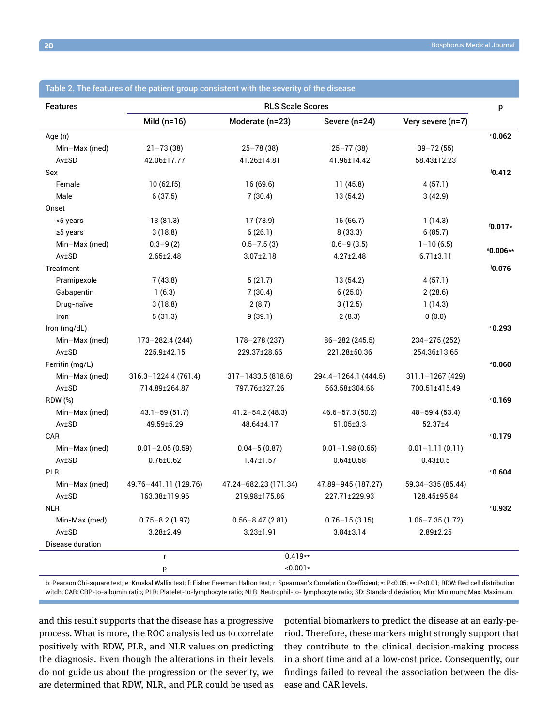Table 2. The features of the patient group consistent with the severity of the disease

| Features | RLS Scale Scores | | | | p |
|---|---|---|---|---|---|
| | Mild (n=16) | Moderate (n=23) | Severe (n=24) | Very severe (n=7) | |
| Age (n) | | | | | e0.062 |
| Min–Max (med) | 21–73 (38) | 25–78 (38) | 25–77 (38) | 39–72 (55) | |
| Av±SD | 42.06±17.77 | 41.26±14.81 | 41.96±14.42 | 58.43±12.23 | |
| Sex | | | | | f0.412 |
| Female | 10 (62.f5) | 16 (69.6) | 11 (45.8) | 4 (57.1) | |
| Male | 6 (37.5) | 7 (30.4) | 13 (54.2) | 3 (42.9) | |
| Onset | | | | | |
| <5 years | 13 (81.3) | 17 (73.9) | 16 (66.7) | 1 (14.3) | f0.017* |
| ≥5 years | 3 (18.8) | 6 (26.1) | 8 (33.3) | 6 (85.7) | |
| Min–Max (med) | 0.3–9 (2) | 0.5–7.5 (3) | 0.6–9 (3.5) | 1–10 (6.5) | e0.006** |
| Av±SD | 2.65±2.48 | 3.07±2.18 | 4.27±2.48 | 6.71±3.11 | |
| Treatment | | | | | f0.076 |
| Pramipexole | 7 (43.8) | 5 (21.7) | 13 (54.2) | 4 (57.1) | |
| Gabapentin | 1 (6.3) | 7 (30.4) | 6 (25.0) | 2 (28.6) | |
| Drug-naïve | 3 (18.8) | 2 (8.7) | 3 (12.5) | 1 (14.3) | |
| Iron | 5 (31.3) | 9 (39.1) | 2 (8.3) | 0 (0.0) | |
| Iron (mg/dL) | | | | | e0.293 |
| Min–Max (med) | 173–282.4 (244) | 178–278 (237) | 86–282 (245.5) | 234–275 (252) | |
| Av±SD | 225.9±42.15 | 229.37±28.66 | 221.28±50.36 | 254.36±13.65 | |
| Ferritin (mg/L) | | | | | e0.060 |
| Min–Max (med) | 316.3–1224.4 (761.4) | 317–1433.5 (818.6) | 294.4–1264.1 (444.5) | 311.1–1267 (429) | |
| Av±SD | 714.89±264.87 | 797.76±327.26 | 563.58±304.66 | 700.51±415.49 | |
| RDW (%) | | | | | e0.169 |
| Min–Max (med) | 43.1–59 (51.7) | 41.2–54.2 (48.3) | 46.6–57.3 (50.2) | 48–59.4 (53.4) | |
| Av±SD | 49.59±5.29 | 48.64±4.17 | 51.05±3.3 | 52.37±4 | |
| CAR | | | | | e0.179 |
| Min–Max (med) | 0.01–2.05 (0.59) | 0.04–5 (0.87) | 0.01–1.98 (0.65) | 0.01–1.11 (0.11) | |
| Av±SD | 0.76±0.62 | 1.47±1.57 | 0.64±0.58 | 0.43±0.5 | |
| PLR | | | | | e0.604 |
| Min–Max (med) | 49.76–441.11 (129.76) | 47.24–682.23 (171.34) | 47.89–945 (187.27) | 59.34–335 (85.44) | |
| Av±SD | 163.38±119.96 | 219.98±175.86 | 227.71±229.93 | 128.45±95.84 | |
| NLR | | | | | e0.932 |
| Min-Max (med) | 0.75–8.2 (1.97) | 0.56–8.47 (2.81) | 0.76–15 (3.15) | 1.06–7.35 (1.72) | |
| Av±SD | 3.28±2.49 | 3.23±1.91 | 3.84±3.14 | 2.89±2.25 | |
| Disease duration | | | | | |
| | r | 0.419** | | | |
| | p | <0.001* | | | |

b: Pearson Chi-square test; e: Kruskal Wallis test; f: Fisher Freeman Halton test; r: Spearman's Correlation Coefficient; *: P<0.05; **: P<0.01; RDW: Red cell distribution witdh; CAR: CRP-to-albumin ratio; PLR: Platelet-to-lymphocyte ratio; NLR: Neutrophil-to- lymphocyte ratio; SD: Standard deviation; Min: Minimum; Max: Maximum.

and this result supports that the disease has a progressive process. What is more, the ROC analysis led us to correlate positively with RDW, PLR, and NLR values on predicting the diagnosis. Even though the alterations in their levels do not guide us about the progression or the severity, we are determined that RDW, NLR, and PLR could be used as potential biomarkers to predict the disease at an early-period. Therefore, these markers might strongly support that they contribute to the clinical decision-making process in a short time and at a low-cost price. Consequently, our findings failed to reveal the association between the disease and CAR levels.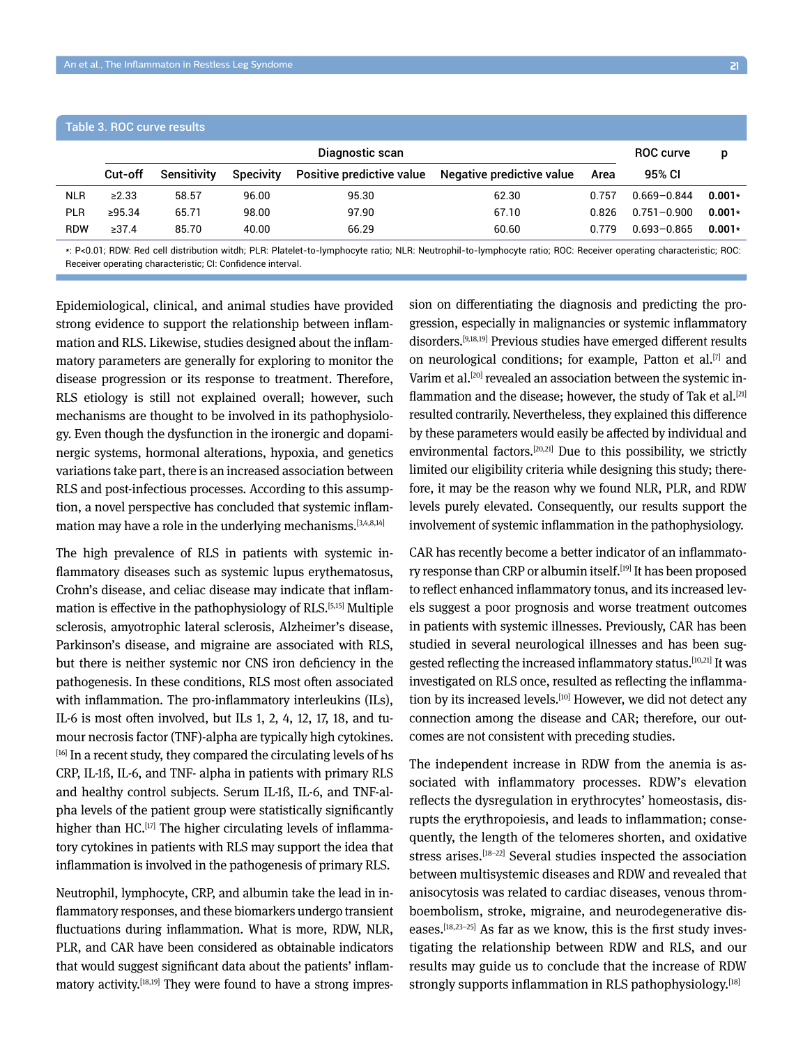Table 3. ROC curve results

| | Diagnostic scan | | | | | ROC curve | | p |
|---|---|---|---|---|---|---|---|---|
| | Cut-off | Sensitivity | Specivity | Positive predictive value | Negative predictive value | Area | 95% CI | |
| NLR | ≥2.33 | 58.57 | 96.00 | 95.30 | 62.30 | 0.757 | 0.669–0.844 | **0.001*** |
| PLR | ≥95.34 | 65.71 | 98.00 | 97.90 | 67.10 | 0.826 | 0.751–0.900 | **0.001*** |
| RDW | ≥37.4 | 85.70 | 40.00 | 66.29 | 60.60 | 0.779 | 0.693–0.865 | **0.001*** |

*: P<0.01; RDW: Red cell distribution witdh; PLR: Platelet-to-lymphocyte ratio; NLR: Neutrophil-to-lymphocyte ratio; ROC: Receiver operating characteristic; ROC: Receiver operating characteristic; CI: Confidence interval.

Epidemiological, clinical, and animal studies have provided strong evidence to support the relationship between inflammation and RLS. Likewise, studies designed about the inflammatory parameters are generally for exploring to monitor the disease progression or its response to treatment. Therefore, RLS etiology is still not explained overall; however, such mechanisms are thought to be involved in its pathophysiology. Even though the dysfunction in the ironergic and dopaminergic systems, hormonal alterations, hypoxia, and genetics variations take part, there is an increased association between RLS and post-infectious processes. According to this assumption, a novel perspective has concluded that systemic inflammation may have a role in the underlying mechanisms.[3,4,8,14]

The high prevalence of RLS in patients with systemic inflammatory diseases such as systemic lupus erythematosus, Crohn's disease, and celiac disease may indicate that inflammation is effective in the pathophysiology of RLS.[5,15] Multiple sclerosis, amyotrophic lateral sclerosis, Alzheimer's disease, Parkinson's disease, and migraine are associated with RLS, but there is neither systemic nor CNS iron deficiency in the pathogenesis. In these conditions, RLS most often associated with inflammation. The pro-inflammatory interleukins (ILs), IL-6 is most often involved, but ILs 1, 2, 4, 12, 17, 18, and tumour necrosis factor (TNF)-alpha are typically high cytokines.[16] In a recent study, they compared the circulating levels of hs CRP, IL-1ß, IL-6, and TNF- alpha in patients with primary RLS and healthy control subjects. Serum IL-1ß, IL-6, and TNF-alpha levels of the patient group were statistically significantly higher than HC.[17] The higher circulating levels of inflammatory cytokines in patients with RLS may support the idea that inflammation is involved in the pathogenesis of primary RLS.

Neutrophil, lymphocyte, CRP, and albumin take the lead in inflammatory responses, and these biomarkers undergo transient fluctuations during inflammation. What is more, RDW, NLR, PLR, and CAR have been considered as obtainable indicators that would suggest significant data about the patients' inflammatory activity.[18,19] They were found to have a strong impression on differentiating the diagnosis and predicting the progression, especially in malignancies or systemic inflammatory disorders.[9,18,19] Previous studies have emerged different results on neurological conditions; for example, Patton et al.[7] and Varim et al.[20] revealed an association between the systemic inflammation and the disease; however, the study of Tak et al.[21] resulted contrarily. Nevertheless, they explained this difference by these parameters would easily be affected by individual and environmental factors.[20,21] Due to this possibility, we strictly limited our eligibility criteria while designing this study; therefore, it may be the reason why we found NLR, PLR, and RDW levels purely elevated. Consequently, our results support the involvement of systemic inflammation in the pathophysiology.

CAR has recently become a better indicator of an inflammatory response than CRP or albumin itself.[19] It has been proposed to reflect enhanced inflammatory tonus, and its increased levels suggest a poor prognosis and worse treatment outcomes in patients with systemic illnesses. Previously, CAR has been studied in several neurological illnesses and has been suggested reflecting the increased inflammatory status.[10,21] It was investigated on RLS once, resulted as reflecting the inflammation by its increased levels.[10] However, we did not detect any connection among the disease and CAR; therefore, our outcomes are not consistent with preceding studies.

The independent increase in RDW from the anemia is associated with inflammatory processes. RDW's elevation reflects the dysregulation in erythrocytes' homeostasis, disrupts the erythropoiesis, and leads to inflammation; consequently, the length of the telomeres shorten, and oxidative stress arises.[18–22] Several studies inspected the association between multisystemic diseases and RDW and revealed that anisocytosis was related to cardiac diseases, venous thromboembolism, stroke, migraine, and neurodegenerative diseases.[18,23–25] As far as we know, this is the first study investigating the relationship between RDW and RLS, and our results may guide us to conclude that the increase of RDW strongly supports inflammation in RLS pathophysiology.[18]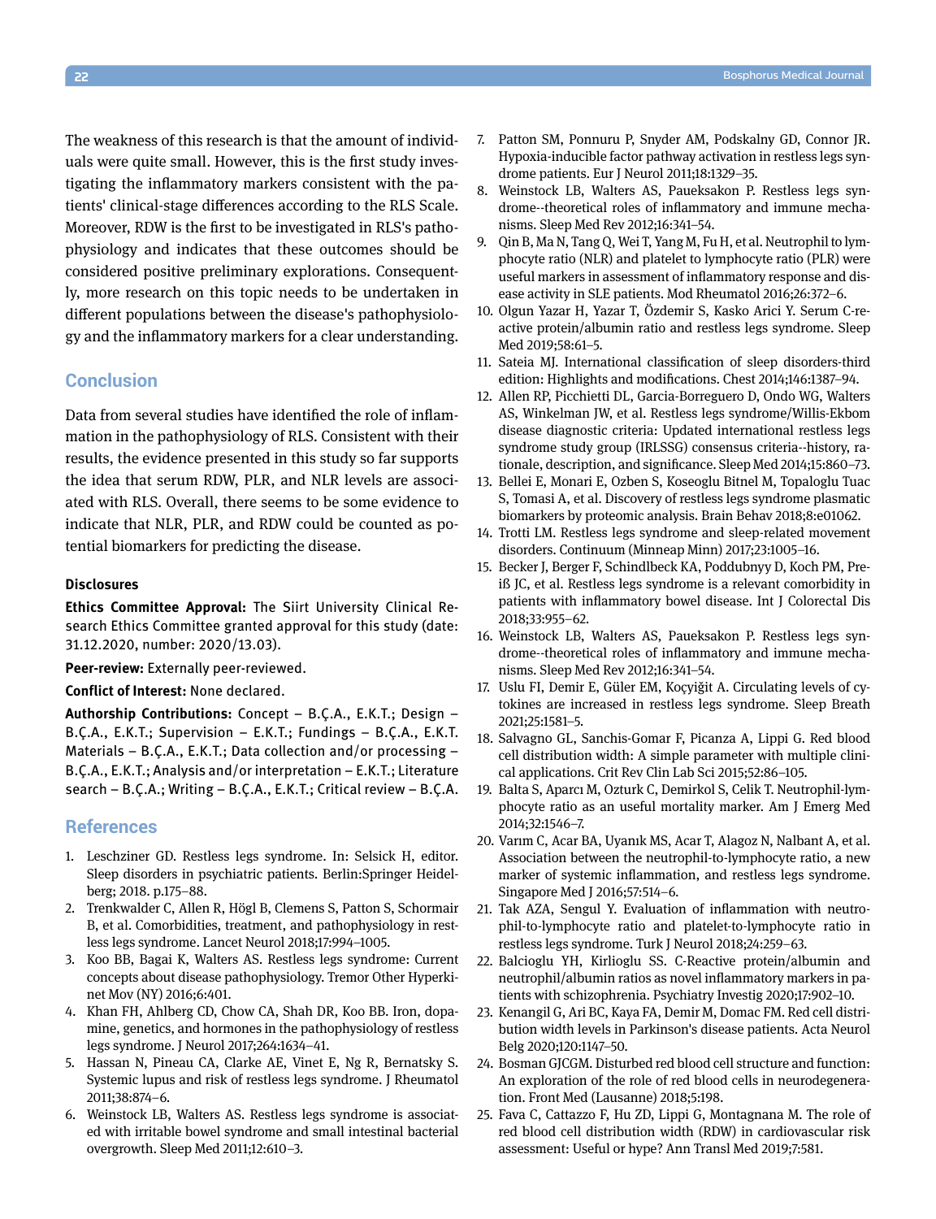The weakness of this research is that the amount of individuals were quite small. However, this is the first study investigating the inflammatory markers consistent with the patients' clinical-stage differences according to the RLS Scale. Moreover, RDW is the first to be investigated in RLS's pathophysiology and indicates that these outcomes should be considered positive preliminary explorations. Consequently, more research on this topic needs to be undertaken in different populations between the disease's pathophysiology and the inflammatory markers for a clear understanding.

## Conclusion

Data from several studies have identified the role of inflammation in the pathophysiology of RLS. Consistent with their results, the evidence presented in this study so far supports the idea that serum RDW, PLR, and NLR levels are associated with RLS. Overall, there seems to be some evidence to indicate that NLR, PLR, and RDW could be counted as potential biomarkers for predicting the disease.

### Disclosures

**Ethics Committee Approval:** The Siirt University Clinical Research Ethics Committee granted approval for this study (date: 31.12.2020, number: 2020/13.03).

**Peer-review:** Externally peer-reviewed.

**Conflict of Interest:** None declared.

**Authorship Contributions:** Concept – B.Ç.A., E.K.T.; Design – B.Ç.A., E.K.T.; Supervision – E.K.T.; Fundings – B.Ç.A., E.K.T. Materials – B.Ç.A., E.K.T.; Data collection and/or processing – B.Ç.A., E.K.T.; Analysis and/or interpretation – E.K.T.; Literature search – B.Ç.A.; Writing – B.Ç.A., E.K.T.; Critical review – B.Ç.A.

## References

1. Leschziner GD. Restless legs syndrome. In: Selsick H, editor. Sleep disorders in psychiatric patients. Berlin:Springer Heidelberg; 2018. p.175–88.
2. Trenkwalder C, Allen R, Högl B, Clemens S, Patton S, Schormair B, et al. Comorbidities, treatment, and pathophysiology in restless legs syndrome. Lancet Neurol 2018;17:994–1005.
3. Koo BB, Bagai K, Walters AS. Restless legs syndrome: Current concepts about disease pathophysiology. Tremor Other Hyperkinet Mov (NY) 2016;6:401.
4. Khan FH, Ahlberg CD, Chow CA, Shah DR, Koo BB. Iron, dopamine, genetics, and hormones in the pathophysiology of restless legs syndrome. J Neurol 2017;264:1634–41.
5. Hassan N, Pineau CA, Clarke AE, Vinet E, Ng R, Bernatsky S. Systemic lupus and risk of restless legs syndrome. J Rheumatol 2011;38:874–6.
6. Weinstock LB, Walters AS. Restless legs syndrome is associated with irritable bowel syndrome and small intestinal bacterial overgrowth. Sleep Med 2011;12:610–3.
7. Patton SM, Ponnuru P, Snyder AM, Podskalny GD, Connor JR. Hypoxia-inducible factor pathway activation in restless legs syndrome patients. Eur J Neurol 2011;18:1329–35.
8. Weinstock LB, Walters AS, Paueksakon P. Restless legs syndrome--theoretical roles of inflammatory and immune mechanisms. Sleep Med Rev 2012;16:341–54.
9. Qin B, Ma N, Tang Q, Wei T, Yang M, Fu H, et al. Neutrophil to lymphocyte ratio (NLR) and platelet to lymphocyte ratio (PLR) were useful markers in assessment of inflammatory response and disease activity in SLE patients. Mod Rheumatol 2016;26:372–6.
10. Olgun Yazar H, Yazar T, Özdemir S, Kasko Arici Y. Serum C-reactive protein/albumin ratio and restless legs syndrome. Sleep Med 2019;58:61–5.
11. Sateia MJ. International classification of sleep disorders-third edition: Highlights and modifications. Chest 2014;146:1387–94.
12. Allen RP, Picchietti DL, Garcia-Borreguero D, Ondo WG, Walters AS, Winkelman JW, et al. Restless legs syndrome/Willis-Ekbom disease diagnostic criteria: Updated international restless legs syndrome study group (IRLSSG) consensus criteria--history, rationale, description, and significance. Sleep Med 2014;15:860–73.
13. Bellei E, Monari E, Ozben S, Koseoglu Bitnel M, Topaloglu Tuac S, Tomasi A, et al. Discovery of restless legs syndrome plasmatic biomarkers by proteomic analysis. Brain Behav 2018;8:e01062.
14. Trotti LM. Restless legs syndrome and sleep-related movement disorders. Continuum (Minneap Minn) 2017;23:1005–16.
15. Becker J, Berger F, Schindlbeck KA, Poddubnyy D, Koch PM, Preiß JC, et al. Restless legs syndrome is a relevant comorbidity in patients with inflammatory bowel disease. Int J Colorectal Dis 2018;33:955–62.
16. Weinstock LB, Walters AS, Paueksakon P. Restless legs syndrome--theoretical roles of inflammatory and immune mechanisms. Sleep Med Rev 2012;16:341–54.
17. Uslu FI, Demir E, Güler EM, Koçyiğit A. Circulating levels of cytokines are increased in restless legs syndrome. Sleep Breath 2021;25:1581–5.
18. Salvagno GL, Sanchis-Gomar F, Picanza A, Lippi G. Red blood cell distribution width: A simple parameter with multiple clinical applications. Crit Rev Clin Lab Sci 2015;52:86–105.
19. Balta S, Aparcı M, Ozturk C, Demirkol S, Celik T. Neutrophil-lymphocyte ratio as an useful mortality marker. Am J Emerg Med 2014;32:1546–7.
20. Varım C, Acar BA, Uyanık MS, Acar T, Alagoz N, Nalbant A, et al. Association between the neutrophil-to-lymphocyte ratio, a new marker of systemic inflammation, and restless legs syndrome. Singapore Med J 2016;57:514–6.
21. Tak AZA, Sengul Y. Evaluation of inflammation with neutrophil-to-lymphocyte ratio and platelet-to-lymphocyte ratio in restless legs syndrome. Turk J Neurol 2018;24:259–63.
22. Balcioglu YH, Kirlioglu SS. C-Reactive protein/albumin and neutrophil/albumin ratios as novel inflammatory markers in patients with schizophrenia. Psychiatry Investig 2020;17:902–10.
23. Kenangil G, Ari BC, Kaya FA, Demir M, Domac FM. Red cell distribution width levels in Parkinson's disease patients. Acta Neurol Belg 2020;120:1147–50.
24. Bosman GJCGM. Disturbed red blood cell structure and function: An exploration of the role of red blood cells in neurodegeneration. Front Med (Lausanne) 2018;5:198.
25. Fava C, Cattazzo F, Hu ZD, Lippi G, Montagnana M. The role of red blood cell distribution width (RDW) in cardiovascular risk assessment: Useful or hype? Ann Transl Med 2019;7:581.